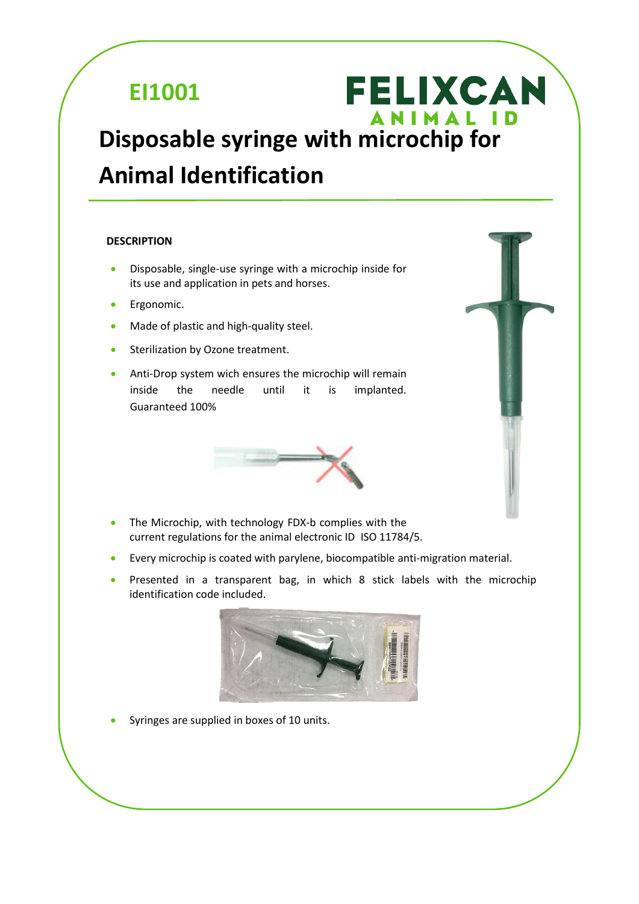EI1001

FELIXCAN
ANIMAL ID

# Disposable syringe with microchip for Animal Identification

**DESCRIPTION**

- Disposable, single-use syringe with a microchip inside for its use and application in pets and horses.
- Ergonomic.
- Made of plastic and high-quality steel.
- Sterilization by Ozone treatment.
- Anti-Drop system wich ensures the microchip will remain inside the needle until it is implanted. Guaranteed 100%
- The Microchip, with technology FDX-b complies with the current regulations for the animal electronic ID ISO 11784/5.
- Every microchip is coated with parylene, biocompatible anti-migration material.
- Presented in a transparent bag, in which 8 stick labels with the microchip identification code included.
- Syringes are supplied in boxes of 10 units.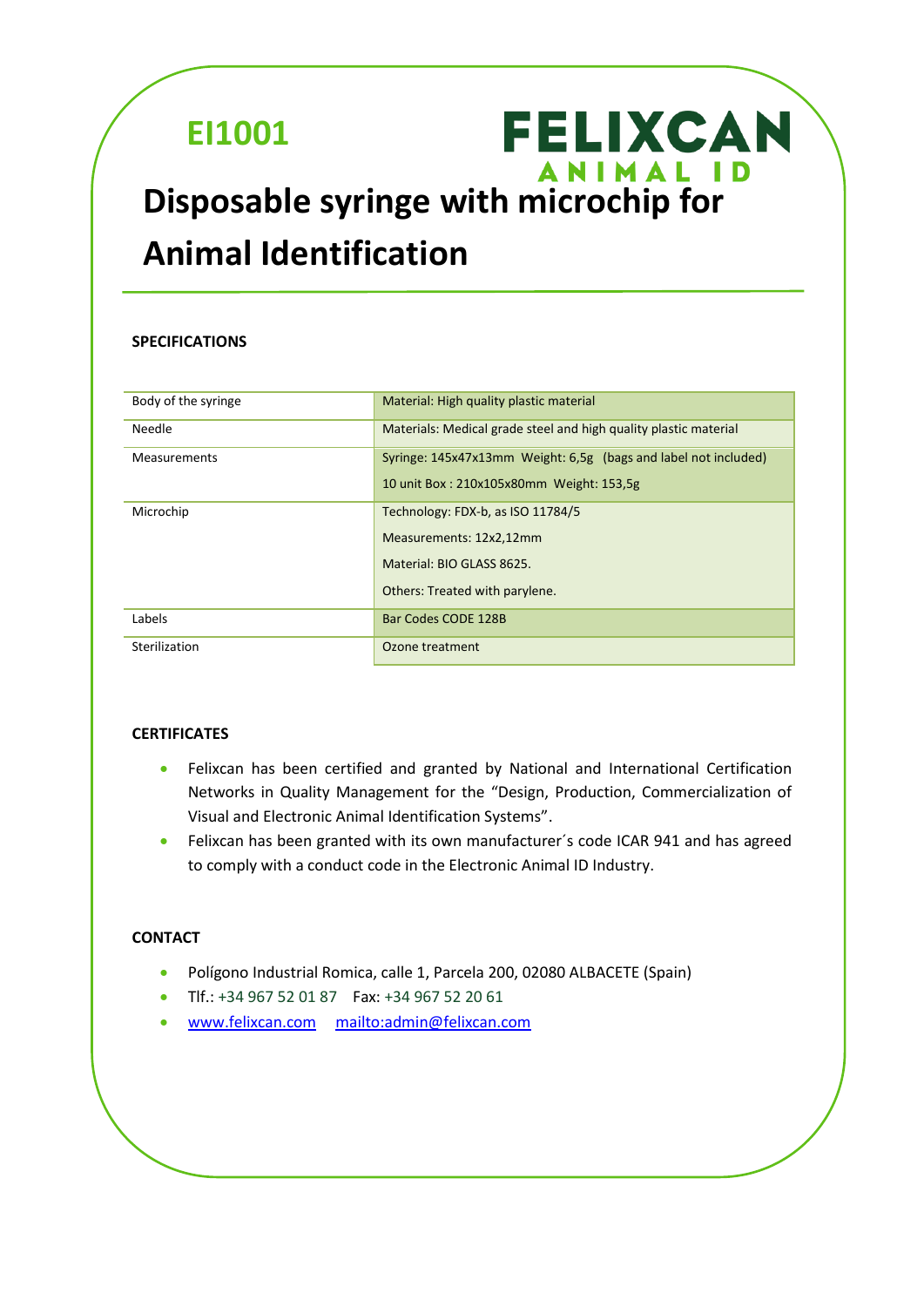EI1001

FELIXCAN
ANIMAL ID

# Disposable syringe with microchip for Animal Identification

## SPECIFICATIONS

| | |
|---|---|
| Body of the syringe | Material: High quality plastic material |
| Needle | Materials: Medical grade steel and high quality plastic material |
| Measurements | Syringe: 145x47x13mm Weight: 6,5g (bags and label not included)<br>10 unit Box : 210x105x80mm Weight: 153,5g |
| Microchip | Technology: FDX-b, as ISO 11784/5<br>Measurements: 12x2,12mm<br>Material: BIO GLASS 8625.<br>Others: Treated with parylene. |
| Labels | Bar Codes CODE 128B |
| Sterilization | Ozone treatment |

## CERTIFICATES

- Felixcan has been certified and granted by National and International Certification Networks in Quality Management for the "Design, Production, Commercialization of Visual and Electronic Animal Identification Systems".
- Felixcan has been granted with its own manufacturer´s code ICAR 941 and has agreed to comply with a conduct code in the Electronic Animal ID Industry.

## CONTACT

- Polígono Industrial Romica, calle 1, Parcela 200, 02080 ALBACETE (Spain)
- Tlf.: +34 967 52 01 87 Fax: +34 967 52 20 61
- www.felixcan.com mailto:admin@felixcan.com